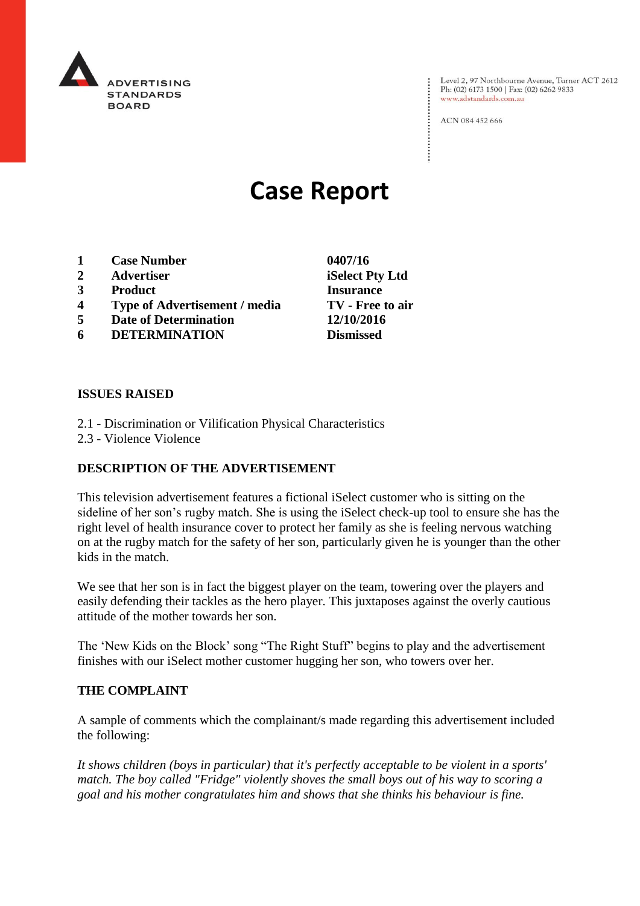ADVERTISING STANDARDS BOARD

Level 2, 97 Northbourne Avenue, Turner ACT 2612
Ph: (02) 6173 1500 | Fax: (02) 6262 9833
www.adstandards.com.au

ACN 084 452 666

# Case Report

| | | |
|---|---|---|
| **1** | **Case Number** | **0407/16** |
| **2** | **Advertiser** | **iSelect Pty Ltd** |
| **3** | **Product** | **Insurance** |
| **4** | **Type of Advertisement / media** | **TV - Free to air** |
| **5** | **Date of Determination** | **12/10/2016** |
| **6** | **DETERMINATION** | **Dismissed** |

## ISSUES RAISED

2.1 - Discrimination or Vilification Physical Characteristics
2.3 - Violence Violence

## DESCRIPTION OF THE ADVERTISEMENT

This television advertisement features a fictional iSelect customer who is sitting on the sideline of her son's rugby match. She is using the iSelect check-up tool to ensure she has the right level of health insurance cover to protect her family as she is feeling nervous watching on at the rugby match for the safety of her son, particularly given he is younger than the other kids in the match.

We see that her son is in fact the biggest player on the team, towering over the players and easily defending their tackles as the hero player. This juxtaposes against the overly cautious attitude of the mother towards her son.

The 'New Kids on the Block' song "The Right Stuff" begins to play and the advertisement finishes with our iSelect mother customer hugging her son, who towers over her.

## THE COMPLAINT

A sample of comments which the complainant/s made regarding this advertisement included the following:

*It shows children (boys in particular) that it's perfectly acceptable to be violent in a sports' match. The boy called "Fridge" violently shoves the small boys out of his way to scoring a goal and his mother congratulates him and shows that she thinks his behaviour is fine.*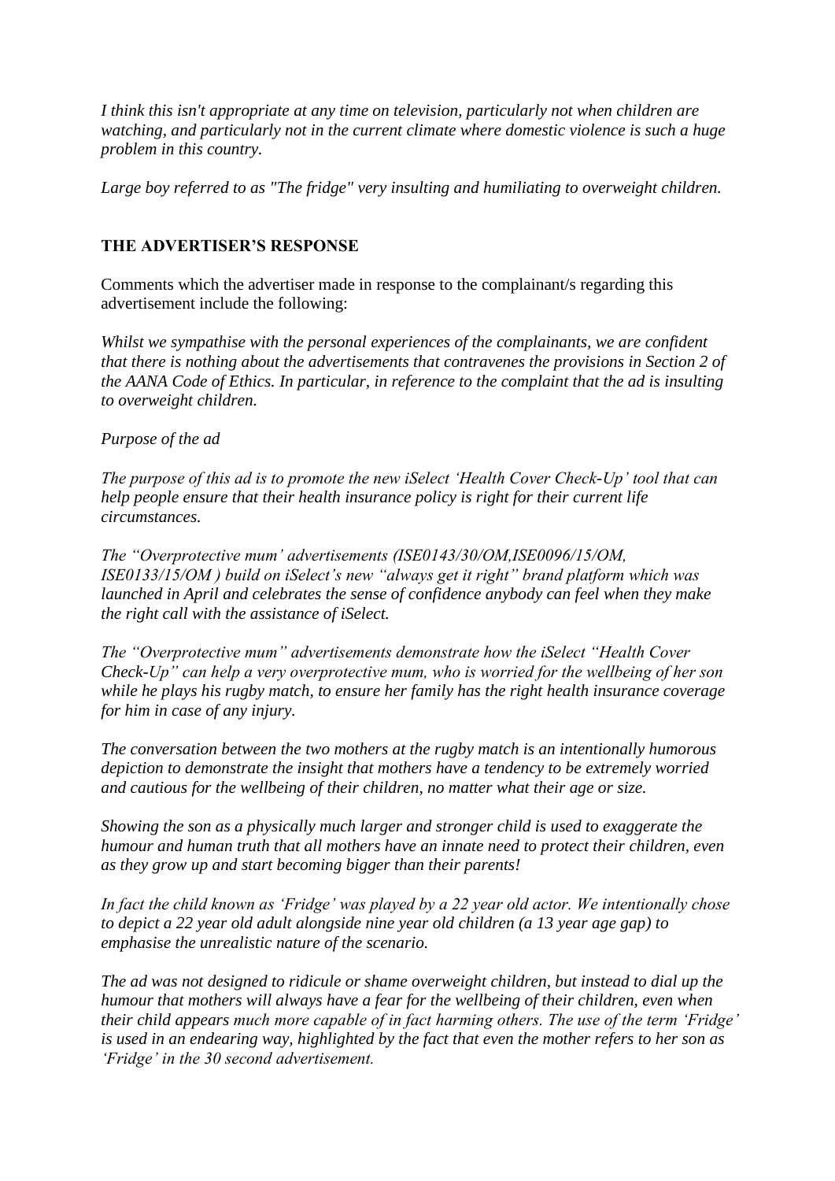*I think this isn't appropriate at any time on television, particularly not when children are watching, and particularly not in the current climate where domestic violence is such a huge problem in this country.*

*Large boy referred to as "The fridge" very insulting and humiliating to overweight children.*

## THE ADVERTISER'S RESPONSE

Comments which the advertiser made in response to the complainant/s regarding this advertisement include the following:

*Whilst we sympathise with the personal experiences of the complainants, we are confident that there is nothing about the advertisements that contravenes the provisions in Section 2 of the AANA Code of Ethics. In particular, in reference to the complaint that the ad is insulting to overweight children.*

*Purpose of the ad*

*The purpose of this ad is to promote the new iSelect 'Health Cover Check-Up' tool that can help people ensure that their health insurance policy is right for their current life circumstances.*

*The "Overprotective mum' advertisements (ISE0143/30/OM,ISE0096/15/OM, ISE0133/15/OM ) build on iSelect's new "always get it right" brand platform which was launched in April and celebrates the sense of confidence anybody can feel when they make the right call with the assistance of iSelect.*

*The "Overprotective mum" advertisements demonstrate how the iSelect "Health Cover Check-Up" can help a very overprotective mum, who is worried for the wellbeing of her son while he plays his rugby match, to ensure her family has the right health insurance coverage for him in case of any injury.*

*The conversation between the two mothers at the rugby match is an intentionally humorous depiction to demonstrate the insight that mothers have a tendency to be extremely worried and cautious for the wellbeing of their children, no matter what their age or size.*

*Showing the son as a physically much larger and stronger child is used to exaggerate the humour and human truth that all mothers have an innate need to protect their children, even as they grow up and start becoming bigger than their parents!*

*In fact the child known as 'Fridge' was played by a 22 year old actor. We intentionally chose to depict a 22 year old adult alongside nine year old children (a 13 year age gap) to emphasise the unrealistic nature of the scenario.*

*The ad was not designed to ridicule or shame overweight children, but instead to dial up the humour that mothers will always have a fear for the wellbeing of their children, even when their child appears much more capable of in fact harming others. The use of the term 'Fridge' is used in an endearing way, highlighted by the fact that even the mother refers to her son as 'Fridge' in the 30 second advertisement.*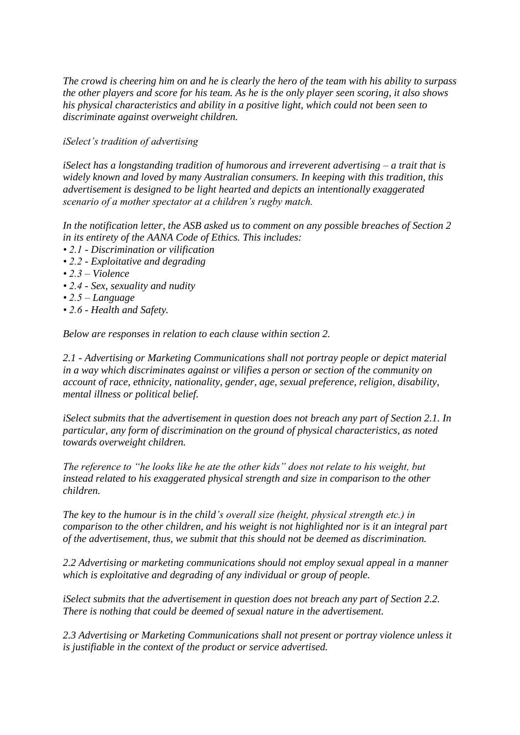*The crowd is cheering him on and he is clearly the hero of the team with his ability to surpass the other players and score for his team. As he is the only player seen scoring, it also shows his physical characteristics and ability in a positive light, which could not been seen to discriminate against overweight children.*

*iSelect's tradition of advertising*

*iSelect has a longstanding tradition of humorous and irreverent advertising – a trait that is widely known and loved by many Australian consumers. In keeping with this tradition, this advertisement is designed to be light hearted and depicts an intentionally exaggerated scenario of a mother spectator at a children's rugby match.*

*In the notification letter, the ASB asked us to comment on any possible breaches of Section 2 in its entirety of the AANA Code of Ethics. This includes:*

- *2.1 - Discrimination or vilification*
- *2.2 - Exploitative and degrading*
- *2.3 – Violence*
- *2.4 - Sex, sexuality and nudity*
- *2.5 – Language*
- *2.6 - Health and Safety.*

*Below are responses in relation to each clause within section 2.*

*2.1 - Advertising or Marketing Communications shall not portray people or depict material in a way which discriminates against or vilifies a person or section of the community on account of race, ethnicity, nationality, gender, age, sexual preference, religion, disability, mental illness or political belief.*

*iSelect submits that the advertisement in question does not breach any part of Section 2.1. In particular, any form of discrimination on the ground of physical characteristics, as noted towards overweight children.*

*The reference to "he looks like he ate the other kids" does not relate to his weight, but instead related to his exaggerated physical strength and size in comparison to the other children.*

*The key to the humour is in the child's overall size (height, physical strength etc.) in comparison to the other children, and his weight is not highlighted nor is it an integral part of the advertisement, thus, we submit that this should not be deemed as discrimination.*

*2.2 Advertising or marketing communications should not employ sexual appeal in a manner which is exploitative and degrading of any individual or group of people.*

*iSelect submits that the advertisement in question does not breach any part of Section 2.2. There is nothing that could be deemed of sexual nature in the advertisement.*

*2.3 Advertising or Marketing Communications shall not present or portray violence unless it is justifiable in the context of the product or service advertised.*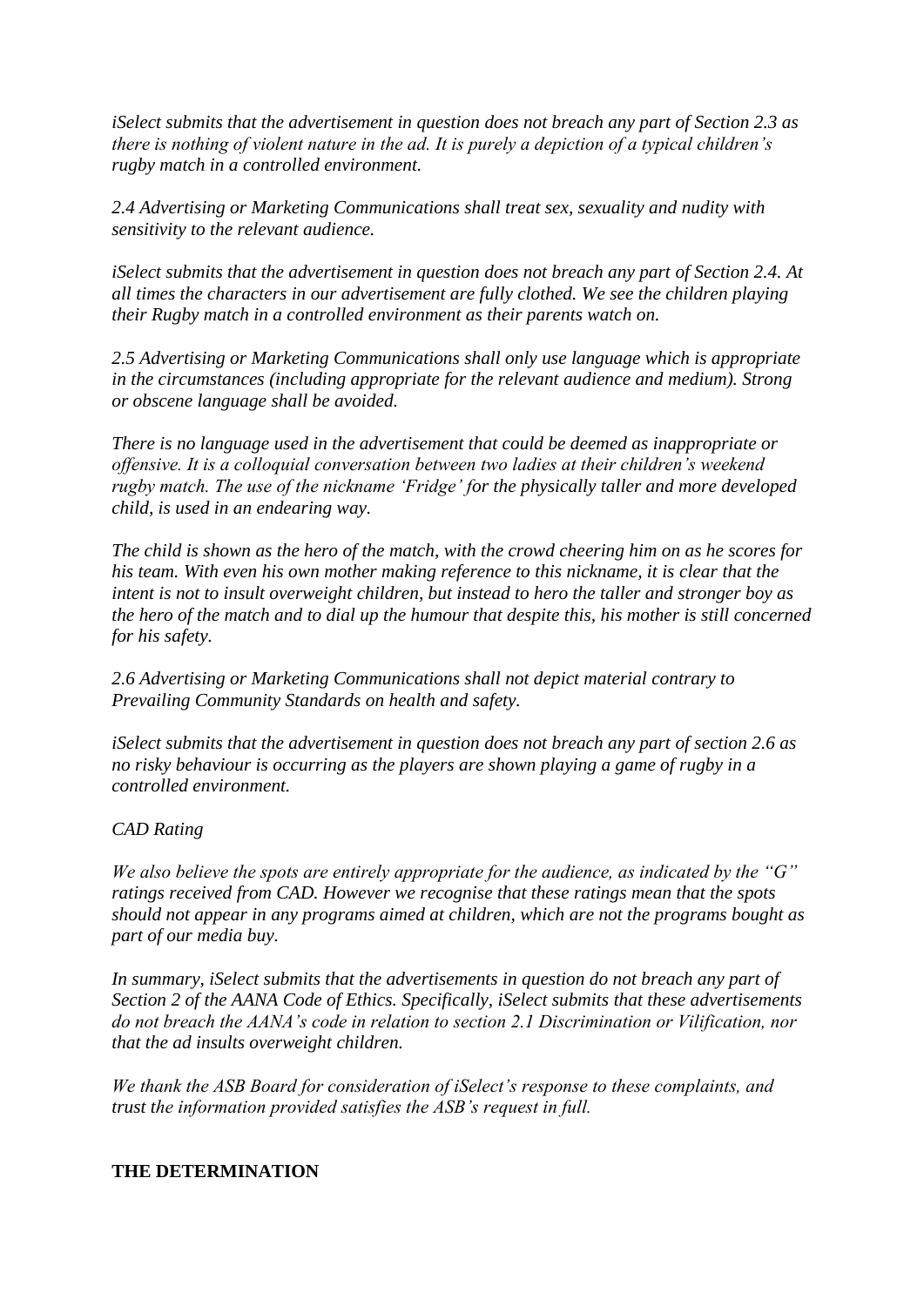*iSelect submits that the advertisement in question does not breach any part of Section 2.3 as there is nothing of violent nature in the ad. It is purely a depiction of a typical children's rugby match in a controlled environment.*

*2.4 Advertising or Marketing Communications shall treat sex, sexuality and nudity with sensitivity to the relevant audience.*

*iSelect submits that the advertisement in question does not breach any part of Section 2.4. At all times the characters in our advertisement are fully clothed. We see the children playing their Rugby match in a controlled environment as their parents watch on.*

*2.5 Advertising or Marketing Communications shall only use language which is appropriate in the circumstances (including appropriate for the relevant audience and medium). Strong or obscene language shall be avoided.*

*There is no language used in the advertisement that could be deemed as inappropriate or offensive. It is a colloquial conversation between two ladies at their children's weekend rugby match. The use of the nickname 'Fridge' for the physically taller and more developed child, is used in an endearing way.*

*The child is shown as the hero of the match, with the crowd cheering him on as he scores for his team. With even his own mother making reference to this nickname, it is clear that the intent is not to insult overweight children, but instead to hero the taller and stronger boy as the hero of the match and to dial up the humour that despite this, his mother is still concerned for his safety.*

*2.6 Advertising or Marketing Communications shall not depict material contrary to Prevailing Community Standards on health and safety.*

*iSelect submits that the advertisement in question does not breach any part of section 2.6 as no risky behaviour is occurring as the players are shown playing a game of rugby in a controlled environment.*

*CAD Rating*

*We also believe the spots are entirely appropriate for the audience, as indicated by the "G" ratings received from CAD. However we recognise that these ratings mean that the spots should not appear in any programs aimed at children, which are not the programs bought as part of our media buy.*

*In summary, iSelect submits that the advertisements in question do not breach any part of Section 2 of the AANA Code of Ethics. Specifically, iSelect submits that these advertisements do not breach the AANA's code in relation to section 2.1 Discrimination or Vilification, nor that the ad insults overweight children.*

*We thank the ASB Board for consideration of iSelect's response to these complaints, and trust the information provided satisfies the ASB's request in full.*

**THE DETERMINATION**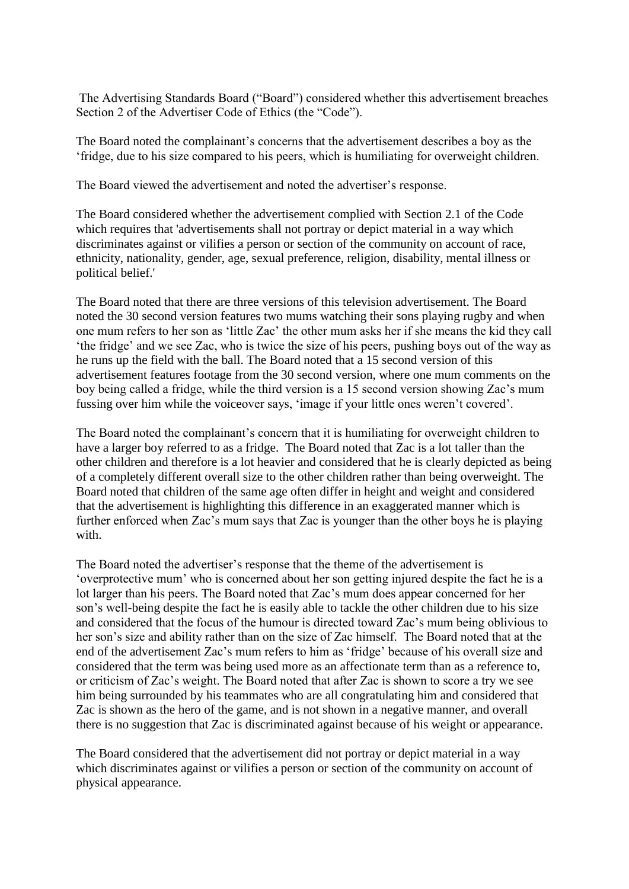The Advertising Standards Board ("Board") considered whether this advertisement breaches Section 2 of the Advertiser Code of Ethics (the "Code").

The Board noted the complainant's concerns that the advertisement describes a boy as the 'fridge, due to his size compared to his peers, which is humiliating for overweight children.

The Board viewed the advertisement and noted the advertiser's response.

The Board considered whether the advertisement complied with Section 2.1 of the Code which requires that 'advertisements shall not portray or depict material in a way which discriminates against or vilifies a person or section of the community on account of race, ethnicity, nationality, gender, age, sexual preference, religion, disability, mental illness or political belief.'

The Board noted that there are three versions of this television advertisement. The Board noted the 30 second version features two mums watching their sons playing rugby and when one mum refers to her son as 'little Zac' the other mum asks her if she means the kid they call 'the fridge' and we see Zac, who is twice the size of his peers, pushing boys out of the way as he runs up the field with the ball. The Board noted that a 15 second version of this advertisement features footage from the 30 second version, where one mum comments on the boy being called a fridge, while the third version is a 15 second version showing Zac's mum fussing over him while the voiceover says, 'image if your little ones weren't covered'.

The Board noted the complainant's concern that it is humiliating for overweight children to have a larger boy referred to as a fridge. The Board noted that Zac is a lot taller than the other children and therefore is a lot heavier and considered that he is clearly depicted as being of a completely different overall size to the other children rather than being overweight. The Board noted that children of the same age often differ in height and weight and considered that the advertisement is highlighting this difference in an exaggerated manner which is further enforced when Zac's mum says that Zac is younger than the other boys he is playing with.

The Board noted the advertiser's response that the theme of the advertisement is 'overprotective mum' who is concerned about her son getting injured despite the fact he is a lot larger than his peers. The Board noted that Zac's mum does appear concerned for her son's well-being despite the fact he is easily able to tackle the other children due to his size and considered that the focus of the humour is directed toward Zac's mum being oblivious to her son's size and ability rather than on the size of Zac himself. The Board noted that at the end of the advertisement Zac's mum refers to him as 'fridge' because of his overall size and considered that the term was being used more as an affectionate term than as a reference to, or criticism of Zac's weight. The Board noted that after Zac is shown to score a try we see him being surrounded by his teammates who are all congratulating him and considered that Zac is shown as the hero of the game, and is not shown in a negative manner, and overall there is no suggestion that Zac is discriminated against because of his weight or appearance.

The Board considered that the advertisement did not portray or depict material in a way which discriminates against or vilifies a person or section of the community on account of physical appearance.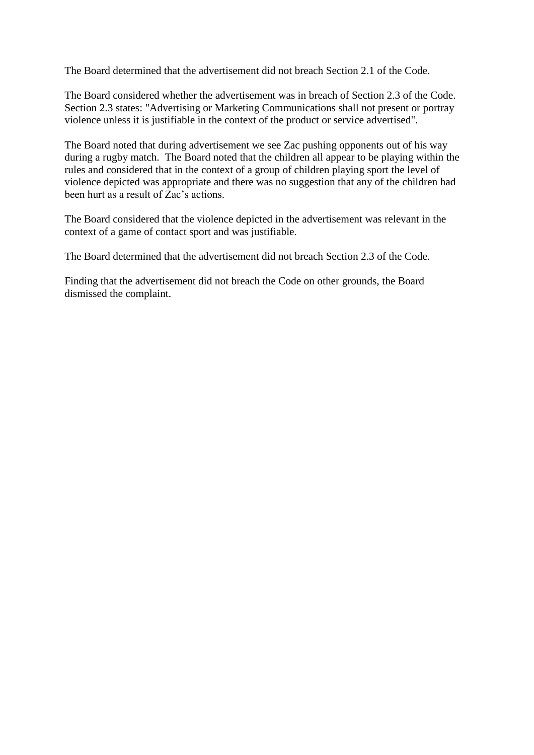The Board determined that the advertisement did not breach Section 2.1 of the Code.

The Board considered whether the advertisement was in breach of Section 2.3 of the Code. Section 2.3 states: "Advertising or Marketing Communications shall not present or portray violence unless it is justifiable in the context of the product or service advertised".

The Board noted that during advertisement we see Zac pushing opponents out of his way during a rugby match. The Board noted that the children all appear to be playing within the rules and considered that in the context of a group of children playing sport the level of violence depicted was appropriate and there was no suggestion that any of the children had been hurt as a result of Zac's actions.

The Board considered that the violence depicted in the advertisement was relevant in the context of a game of contact sport and was justifiable.

The Board determined that the advertisement did not breach Section 2.3 of the Code.

Finding that the advertisement did not breach the Code on other grounds, the Board dismissed the complaint.